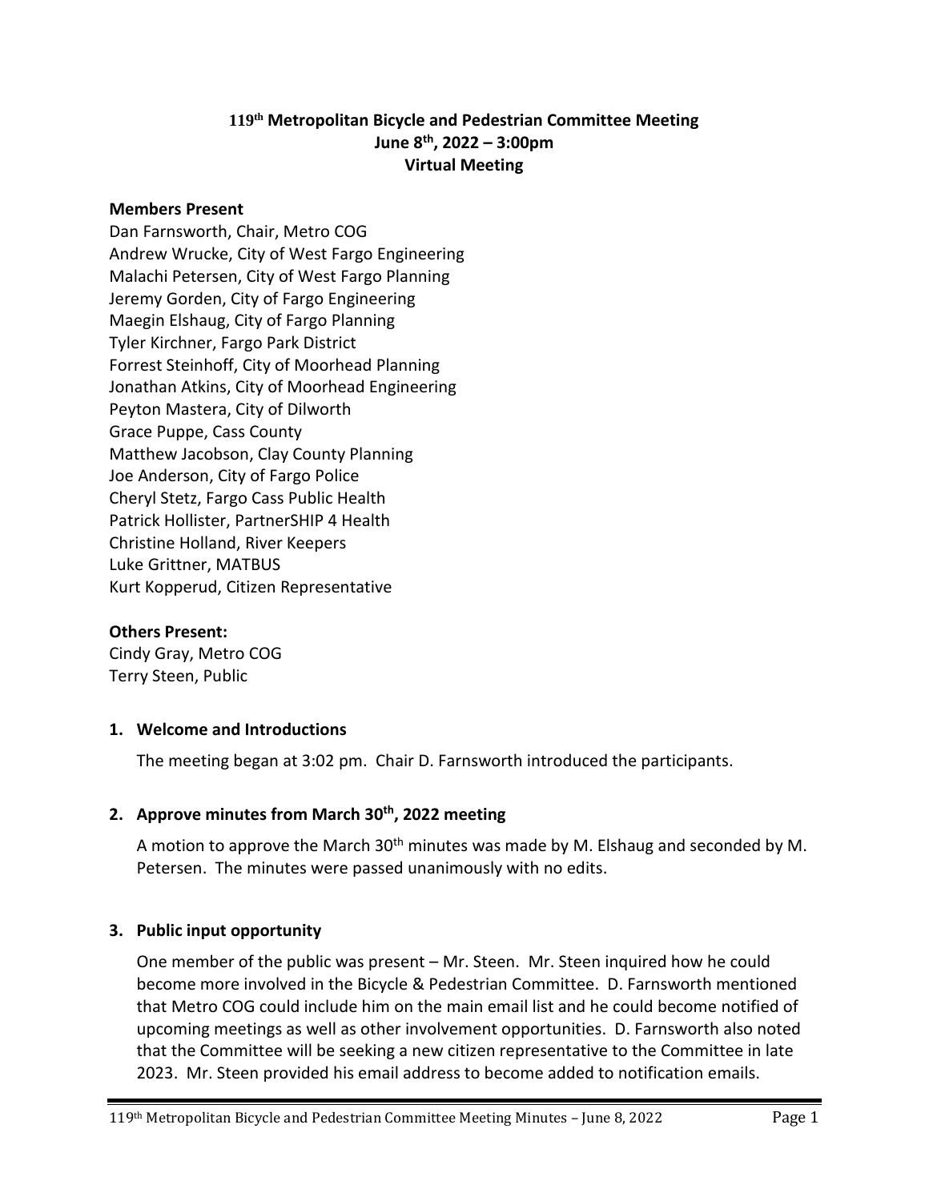# 119th Metropolitan Bicycle and Pedestrian Committee Meeting
## June 8th, 2022 – 3:00pm
## Virtual Meeting

### Members Present

Dan Farnsworth, Chair, Metro COG
Andrew Wrucke, City of West Fargo Engineering
Malachi Petersen, City of West Fargo Planning
Jeremy Gorden, City of Fargo Engineering
Maegin Elshaug, City of Fargo Planning
Tyler Kirchner, Fargo Park District
Forrest Steinhoff, City of Moorhead Planning
Jonathan Atkins, City of Moorhead Engineering
Peyton Mastera, City of Dilworth
Grace Puppe, Cass County
Matthew Jacobson, Clay County Planning
Joe Anderson, City of Fargo Police
Cheryl Stetz, Fargo Cass Public Health
Patrick Hollister, PartnerSHIP 4 Health
Christine Holland, River Keepers
Luke Grittner, MATBUS
Kurt Kopperud, Citizen Representative

### Others Present:

Cindy Gray, Metro COG
Terry Steen, Public

### 1. Welcome and Introductions

The meeting began at 3:02 pm. Chair D. Farnsworth introduced the participants.

### 2. Approve minutes from March 30th, 2022 meeting

A motion to approve the March 30th minutes was made by M. Elshaug and seconded by M. Petersen. The minutes were passed unanimously with no edits.

### 3. Public input opportunity

One member of the public was present – Mr. Steen. Mr. Steen inquired how he could become more involved in the Bicycle & Pedestrian Committee. D. Farnsworth mentioned that Metro COG could include him on the main email list and he could become notified of upcoming meetings as well as other involvement opportunities. D. Farnsworth also noted that the Committee will be seeking a new citizen representative to the Committee in late 2023. Mr. Steen provided his email address to become added to notification emails.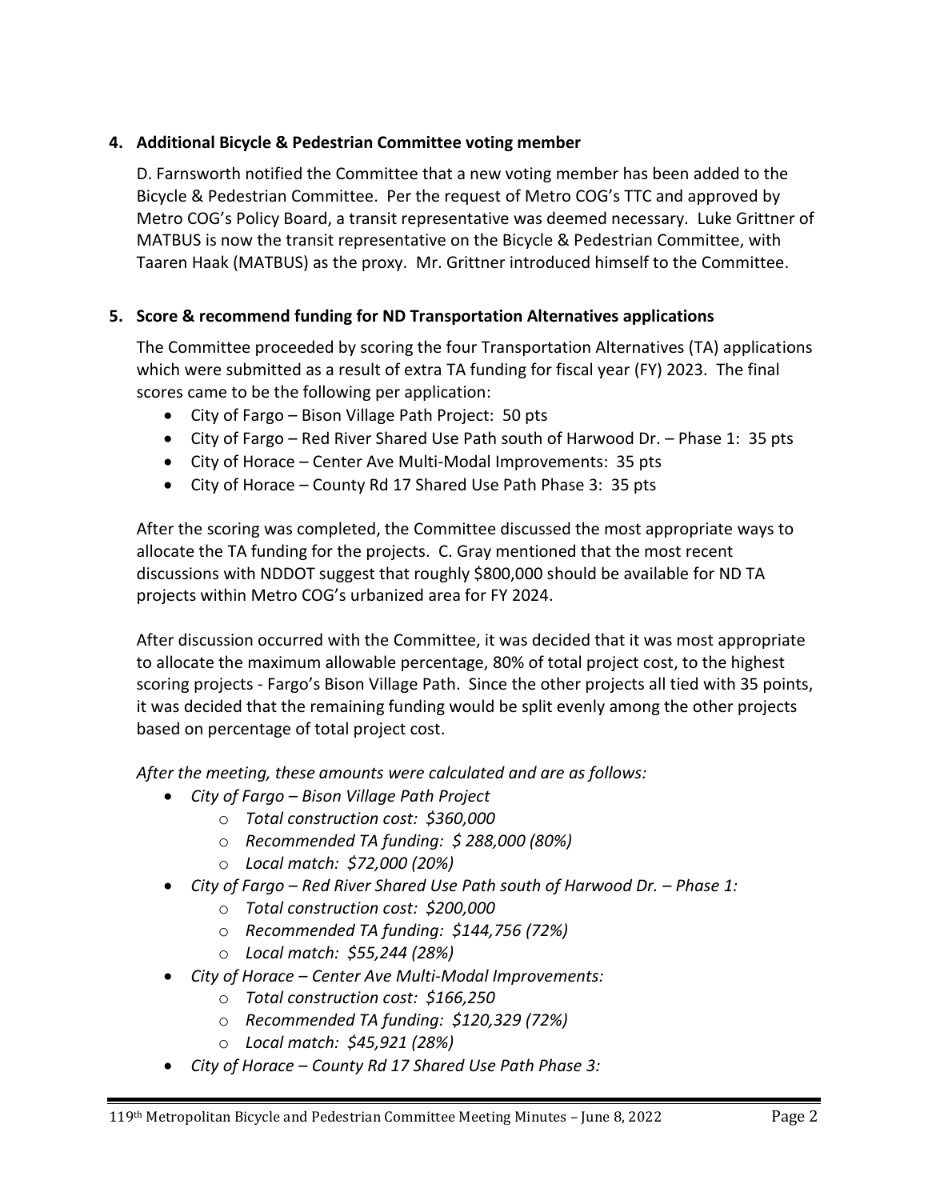**4. Additional Bicycle & Pedestrian Committee voting member**

D. Farnsworth notified the Committee that a new voting member has been added to the Bicycle & Pedestrian Committee. Per the request of Metro COG's TTC and approved by Metro COG's Policy Board, a transit representative was deemed necessary. Luke Grittner of MATBUS is now the transit representative on the Bicycle & Pedestrian Committee, with Taaren Haak (MATBUS) as the proxy. Mr. Grittner introduced himself to the Committee.

**5. Score & recommend funding for ND Transportation Alternatives applications**

The Committee proceeded by scoring the four Transportation Alternatives (TA) applications which were submitted as a result of extra TA funding for fiscal year (FY) 2023. The final scores came to be the following per application:

- City of Fargo – Bison Village Path Project: 50 pts
- City of Fargo – Red River Shared Use Path south of Harwood Dr. – Phase 1: 35 pts
- City of Horace – Center Ave Multi-Modal Improvements: 35 pts
- City of Horace – County Rd 17 Shared Use Path Phase 3: 35 pts

After the scoring was completed, the Committee discussed the most appropriate ways to allocate the TA funding for the projects. C. Gray mentioned that the most recent discussions with NDDOT suggest that roughly $800,000 should be available for ND TA projects within Metro COG's urbanized area for FY 2024.

After discussion occurred with the Committee, it was decided that it was most appropriate to allocate the maximum allowable percentage, 80% of total project cost, to the highest scoring projects - Fargo's Bison Village Path. Since the other projects all tied with 35 points, it was decided that the remaining funding would be split evenly among the other projects based on percentage of total project cost.

*After the meeting, these amounts were calculated and are as follows:*

- *City of Fargo – Bison Village Path Project*
  - *Total construction cost: $360,000*
  - *Recommended TA funding: $ 288,000 (80%)*
  - *Local match: $72,000 (20%)*
- *City of Fargo – Red River Shared Use Path south of Harwood Dr. – Phase 1:*
  - *Total construction cost: $200,000*
  - *Recommended TA funding: $144,756 (72%)*
  - *Local match: $55,244 (28%)*
- *City of Horace – Center Ave Multi-Modal Improvements:*
  - *Total construction cost: $166,250*
  - *Recommended TA funding: $120,329 (72%)*
  - *Local match: $45,921 (28%)*
- *City of Horace – County Rd 17 Shared Use Path Phase 3:*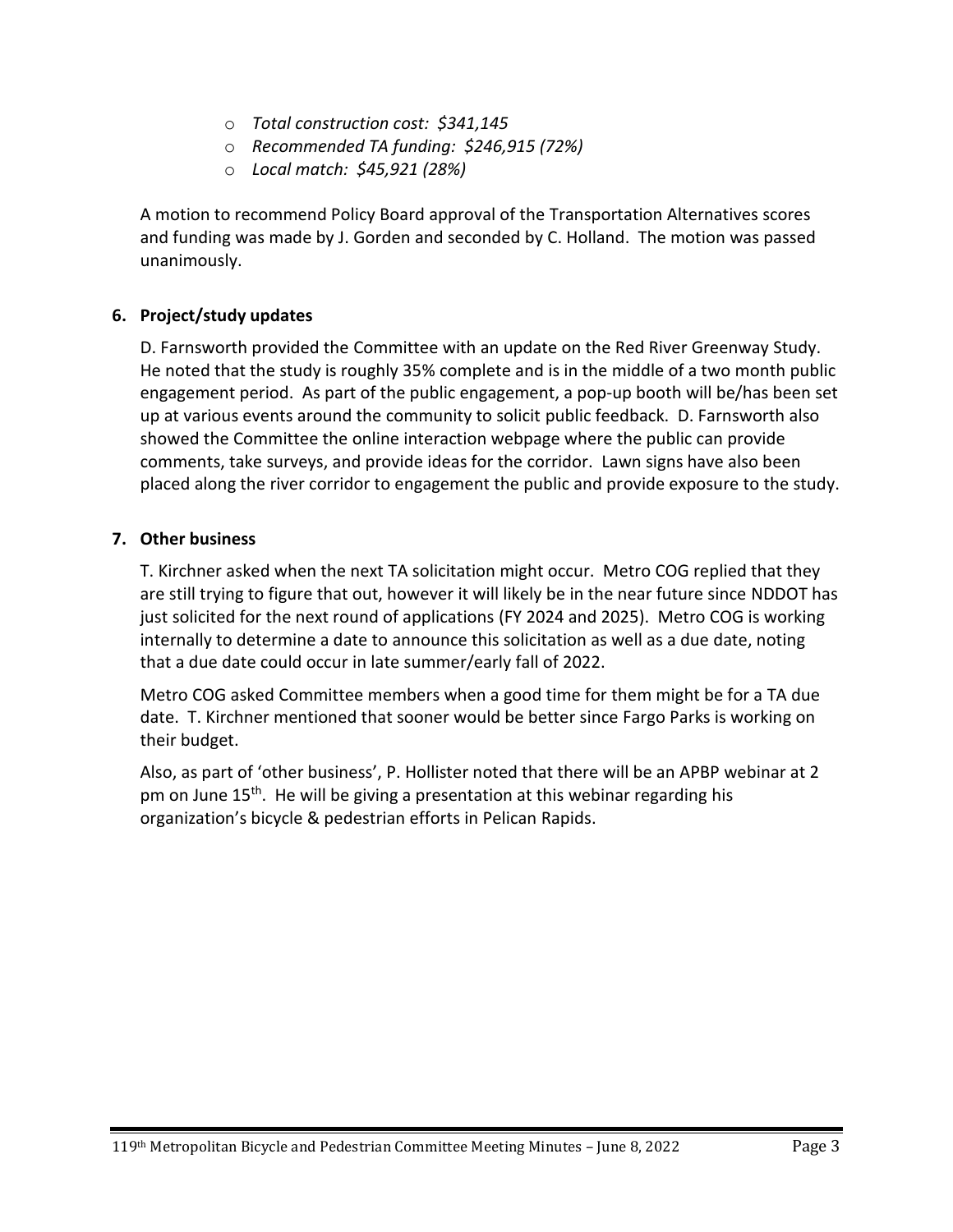- *Total construction cost: $341,145*
- *Recommended TA funding: $246,915 (72%)*
- *Local match: $45,921 (28%)*

A motion to recommend Policy Board approval of the Transportation Alternatives scores and funding was made by J. Gorden and seconded by C. Holland. The motion was passed unanimously.

**6. Project/study updates**

D. Farnsworth provided the Committee with an update on the Red River Greenway Study. He noted that the study is roughly 35% complete and is in the middle of a two month public engagement period. As part of the public engagement, a pop-up booth will be/has been set up at various events around the community to solicit public feedback. D. Farnsworth also showed the Committee the online interaction webpage where the public can provide comments, take surveys, and provide ideas for the corridor. Lawn signs have also been placed along the river corridor to engagement the public and provide exposure to the study.

**7. Other business**

T. Kirchner asked when the next TA solicitation might occur. Metro COG replied that they are still trying to figure that out, however it will likely be in the near future since NDDOT has just solicited for the next round of applications (FY 2024 and 2025). Metro COG is working internally to determine a date to announce this solicitation as well as a due date, noting that a due date could occur in late summer/early fall of 2022.

Metro COG asked Committee members when a good time for them might be for a TA due date. T. Kirchner mentioned that sooner would be better since Fargo Parks is working on their budget.

Also, as part of 'other business', P. Hollister noted that there will be an APBP webinar at 2 pm on June 15th. He will be giving a presentation at this webinar regarding his organization's bicycle & pedestrian efforts in Pelican Rapids.